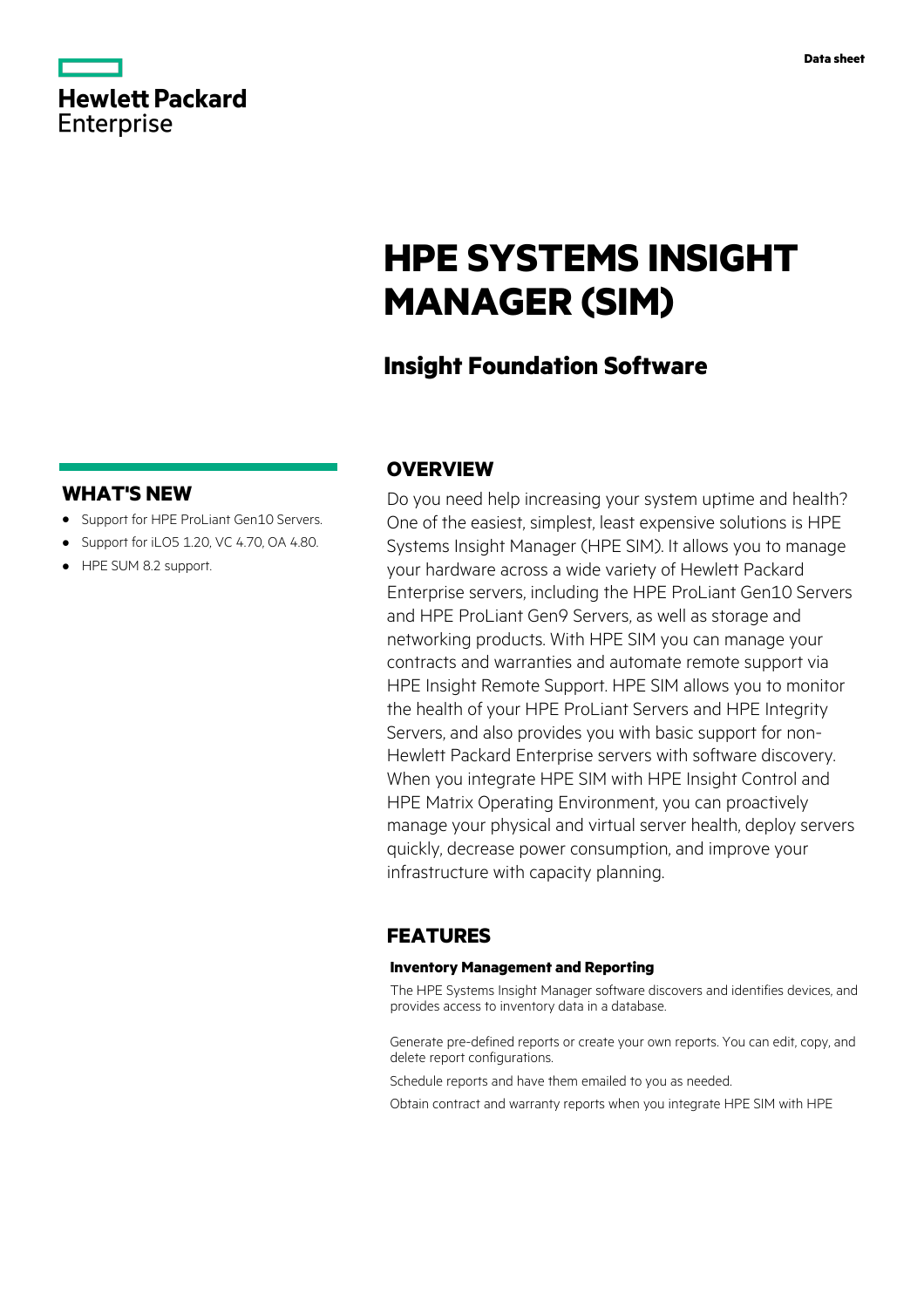# HPE SYSTEMS INSIGHT MANAGER (SIM)

## Insight Foundation Software

## WHAT'S NEW

- Support for HPE ProLiant Gen10 Servers.
- Support for iLO5 1.20, VC 4.70, OA 4.80.
- HPE SUM 8.2 support.

## OVERVIEW

Do you need help increasing your system uptime and health? One of the easiest, simplest, least expensive solutions is HPE Systems Insight Manager (HPE SIM). It allows you to manage your hardware across a wide variety of Hewlett Packard Enterprise servers, including the HPE ProLiant Gen10 Servers and HPE ProLiant Gen9 Servers, as well as storage and networking products. With HPE SIM you can manage your contracts and warranties and automate remote support via HPE Insight Remote Support. HPE SIM allows you to monitor the health of your HPE ProLiant Servers and HPE Integrity Servers, and also provides you with basic support for non-Hewlett Packard Enterprise servers with software discovery. When you integrate HPE SIM with HPE Insight Control and HPE Matrix Operating Environment, you can proactively manage your physical and virtual server health, deploy servers quickly, decrease power consumption, and improve your infrastructure with capacity planning.

## FEATURES

### Inventory Management and Reporting

The HPE Systems Insight Manager software discovers and identifies devices, and provides access to inventory data in a database.

Generate pre-defined reports or create your own reports. You can edit, copy, and delete report configurations.

Schedule reports and have them emailed to you as needed.

Obtain contract and warranty reports when you integrate HPE SIM with HPE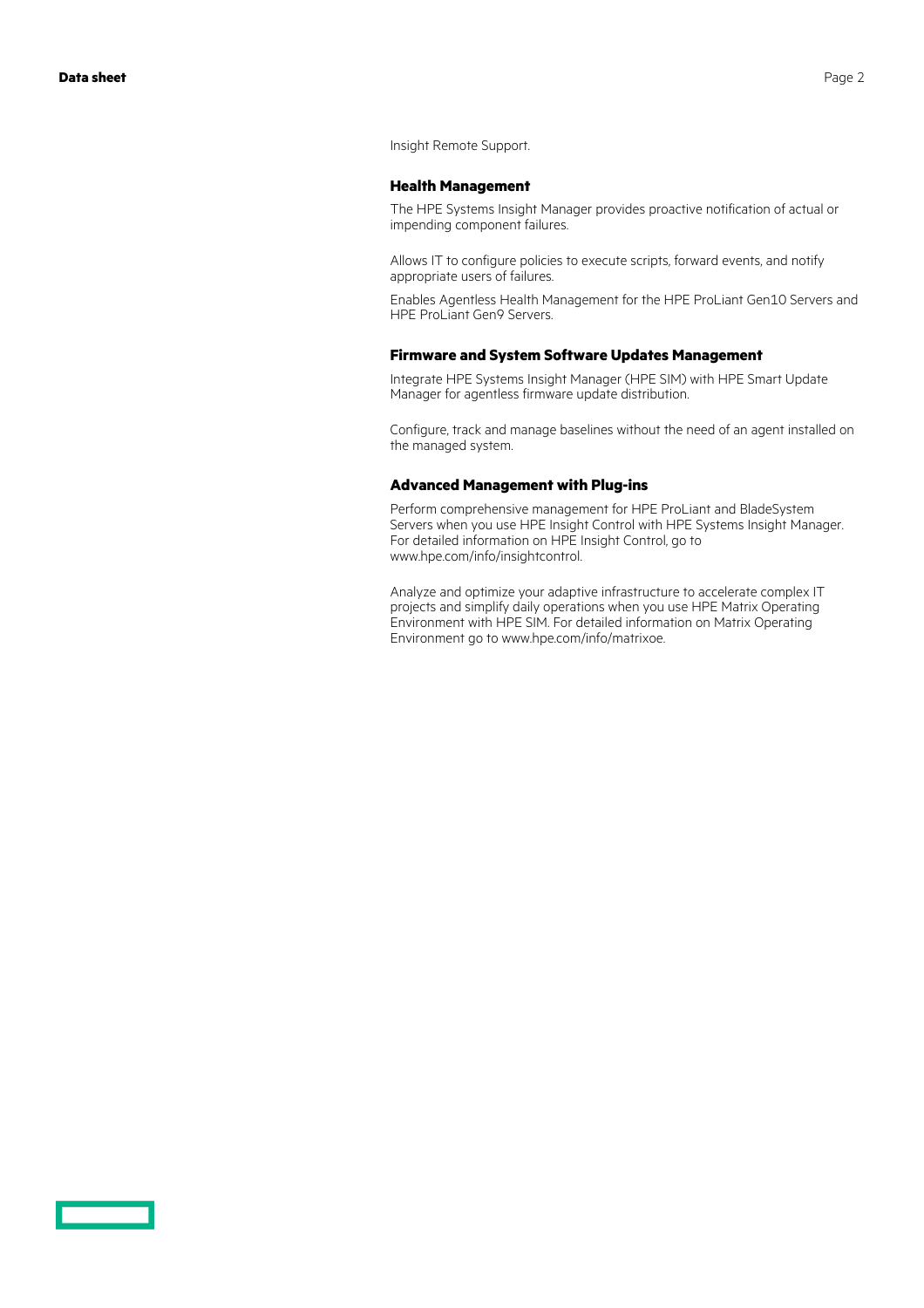Insight Remote Support.

### Health Management

The HPE Systems Insight Manager provides proactive notification of actual or impending component failures.

Allows IT to configure policies to execute scripts, forward events, and notify appropriate users of failures.

Enables Agentless Health Management for the HPE ProLiant Gen10 Servers and HPE ProLiant Gen9 Servers.

### Firmware and System Software Updates Management

Integrate HPE Systems Insight Manager (HPE SIM) with HPE Smart Update Manager for agentless firmware update distribution.

Configure, track and manage baselines without the need of an agent installed on the managed system.

### Advanced Management with Plug-ins

Perform comprehensive management for HPE ProLiant and BladeSystem Servers when you use HPE Insight Control with HPE Systems Insight Manager. For detailed information on HPE Insight Control, go to www.hpe.com/info/insightcontrol.

Analyze and optimize your adaptive infrastructure to accelerate complex IT projects and simplify daily operations when you use HPE Matrix Operating Environment with HPE SIM. For detailed information on Matrix Operating Environment go to www.hpe.com/info/matrixoe.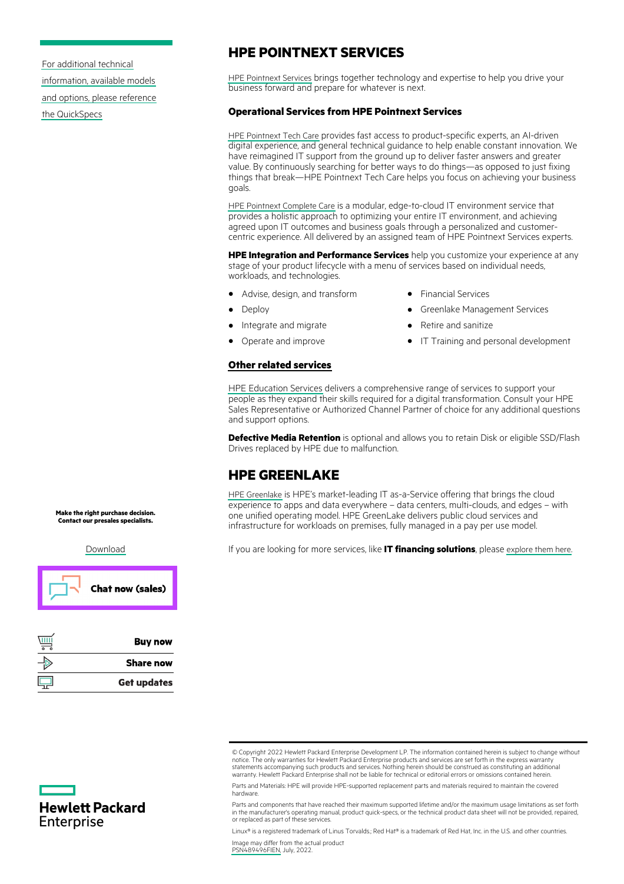For additional technical information, available models and options, please reference the QuickSpecs

# HPE POINTNEXT SERVICES

HPE Pointnext Services brings together technology and expertise to help you drive your business forward and prepare for whatever is next.

### Operational Services from HPE Pointnext Services

HPE Pointnext Tech Care provides fast access to product-specific experts, an AI-driven digital experience, and general technical guidance to help enable constant innovation. We have reimagined IT support from the ground up to deliver faster answers and greater value. By continuously searching for better ways to do things—as opposed to just fixing things that break—HPE Pointnext Tech Care helps you focus on achieving your business goals.

HPE Pointnext Complete Care is a modular, edge-to-cloud IT environment service that provides a holistic approach to optimizing your entire IT environment, and achieving agreed upon IT outcomes and business goals through a personalized and customer-centric experience. All delivered by an assigned team of HPE Pointnext Services experts.

**HPE Integration and Performance Services** help you customize your experience at any stage of your product lifecycle with a menu of services based on individual needs, workloads, and technologies.

- Advise, design, and transform
- Deploy
- Integrate and migrate
- Operate and improve
- Financial Services
- Greenlake Management Services
- Retire and sanitize
- IT Training and personal development

### Other related services

HPE Education Services delivers a comprehensive range of services to support your people as they expand their skills required for a digital transformation. Consult your HPE Sales Representative or Authorized Channel Partner of choice for any additional questions and support options.

**Defective Media Retention** is optional and allows you to retain Disk or eligible SSD/Flash Drives replaced by HPE due to malfunction.

# HPE GREENLAKE

HPE Greenlake is HPE's market-leading IT as-a-Service offering that brings the cloud experience to apps and data everywhere – data centers, multi-clouds, and edges – with one unified operating model. HPE GreenLake delivers public cloud services and infrastructure for workloads on premises, fully managed in a pay per use model.

If you are looking for more services, like **IT financing solutions**, please explore them here.

**Make the right purchase decision. Contact our presales specialists.**

Download

**Chat now (sales)**

**Buy now**

**Share now**

**Get updates**

Hewlett Packard Enterprise

© Copyright 2022 Hewlett Packard Enterprise Development LP. The information contained herein is subject to change without notice. The only warranties for Hewlett Packard Enterprise products and services are set forth in the express warranty statements accompanying such products and services. Nothing herein should be construed as constituting an additional warranty. Hewlett Packard Enterprise shall not be liable for technical or editorial errors or omissions contained herein.

Parts and Materials: HPE will provide HPE-supported replacement parts and materials required to maintain the covered hardware.

Parts and components that have reached their maximum supported lifetime and/or the maximum usage limitations as set forth in the manufacturer's operating manual, product quick-specs, or the technical product data sheet will not be provided, repaired, or replaced as part of these services.

Linux® is a registered trademark of Linus Torvalds.; Red Hat® is a trademark of Red Hat, Inc. in the U.S. and other countries.

Image may differ from the actual product

PSN489496FIEN, July, 2022.